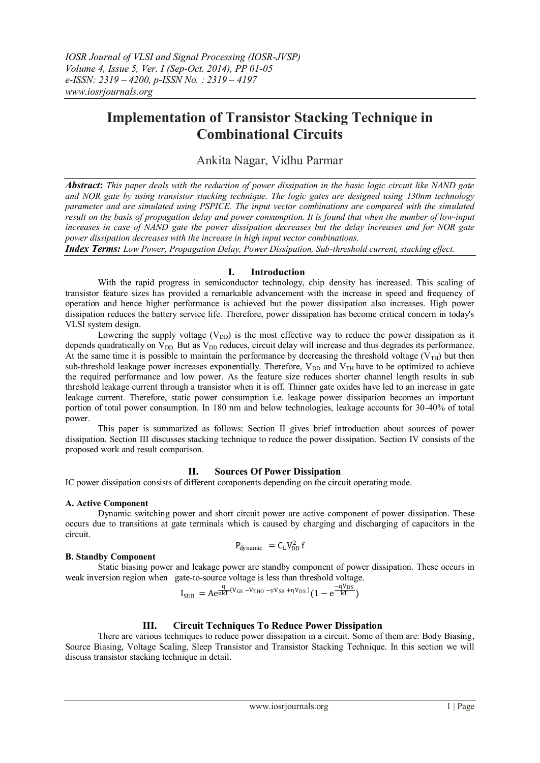# Implementation of Transistor Stacking Technique in Combinational Circuits

Ankita Nagar, Vidhu Parmar

***Abstract*:** *This paper deals with the reduction of power dissipation in the basic logic circuit like NAND gate and NOR gate by using transistor stacking technique. The logic gates are designed using 130nm technology parameter and are simulated using PSPICE. The input vector combinations are compared with the simulated result on the basis of propagation delay and power consumption. It is found that when the number of low-input increases in case of NAND gate the power dissipation decreases but the delay increases and for NOR gate power dissipation decreases with the increase in high input vector combinations.*

***Index Terms:*** *Low Power, Propagation Delay, Power Dissipation, Sub-threshold current, stacking effect.*

## I. Introduction

With the rapid progress in semiconductor technology, chip density has increased. This scaling of transistor feature sizes has provided a remarkable advancement with the increase in speed and frequency of operation and hence higher performance is achieved but the power dissipation also increases. High power dissipation reduces the battery service life. Therefore, power dissipation has become critical concern in today's VLSI system design.

Lowering the supply voltage ($V_{DD}$) is the most effective way to reduce the power dissipation as it depends quadratically on $V_{DD}$. But as $V_{DD}$ reduces, circuit delay will increase and thus degrades its performance. At the same time it is possible to maintain the performance by decreasing the threshold voltage ($V_{TH}$) but then sub-threshold leakage power increases exponentially. Therefore, $V_{DD}$ and $V_{TH}$ have to be optimized to achieve the required performance and low power. As the feature size reduces shorter channel length results in sub threshold leakage current through a transistor when it is off. Thinner gate oxides have led to an increase in gate leakage current. Therefore, static power consumption i.e. leakage power dissipation becomes an important portion of total power consumption. In 180 nm and below technologies, leakage accounts for 30-40% of total power.

This paper is summarized as follows: Section II gives brief introduction about sources of power dissipation. Section III discusses stacking technique to reduce the power dissipation. Section IV consists of the proposed work and result comparison.

## II. Sources Of Power Dissipation

IC power dissipation consists of different components depending on the circuit operating mode.

### A. Active Component

Dynamic switching power and short circuit power are active component of power dissipation. These occurs due to transitions at gate terminals which is caused by charging and discharging of capacitors in the circuit.

$$P_{dynamic} = C_L V_{DD}^2 f$$

### B. Standby Component

Static biasing power and leakage power are standby component of power dissipation. These occurs in weak inversion region when gate-to-source voltage is less than threshold voltage.

$$I_{SUB} = Ae^{\frac{q}{nkT}(V_{GS} - V_{THO} - \gamma V_{SB} + \eta V_{DS})}(1 - e^{\frac{-qV_{DS}}{kT}})$$

## III. Circuit Techniques To Reduce Power Dissipation

There are various techniques to reduce power dissipation in a circuit. Some of them are: Body Biasing, Source Biasing, Voltage Scaling, Sleep Transistor and Transistor Stacking Technique. In this section we will discuss transistor stacking technique in detail.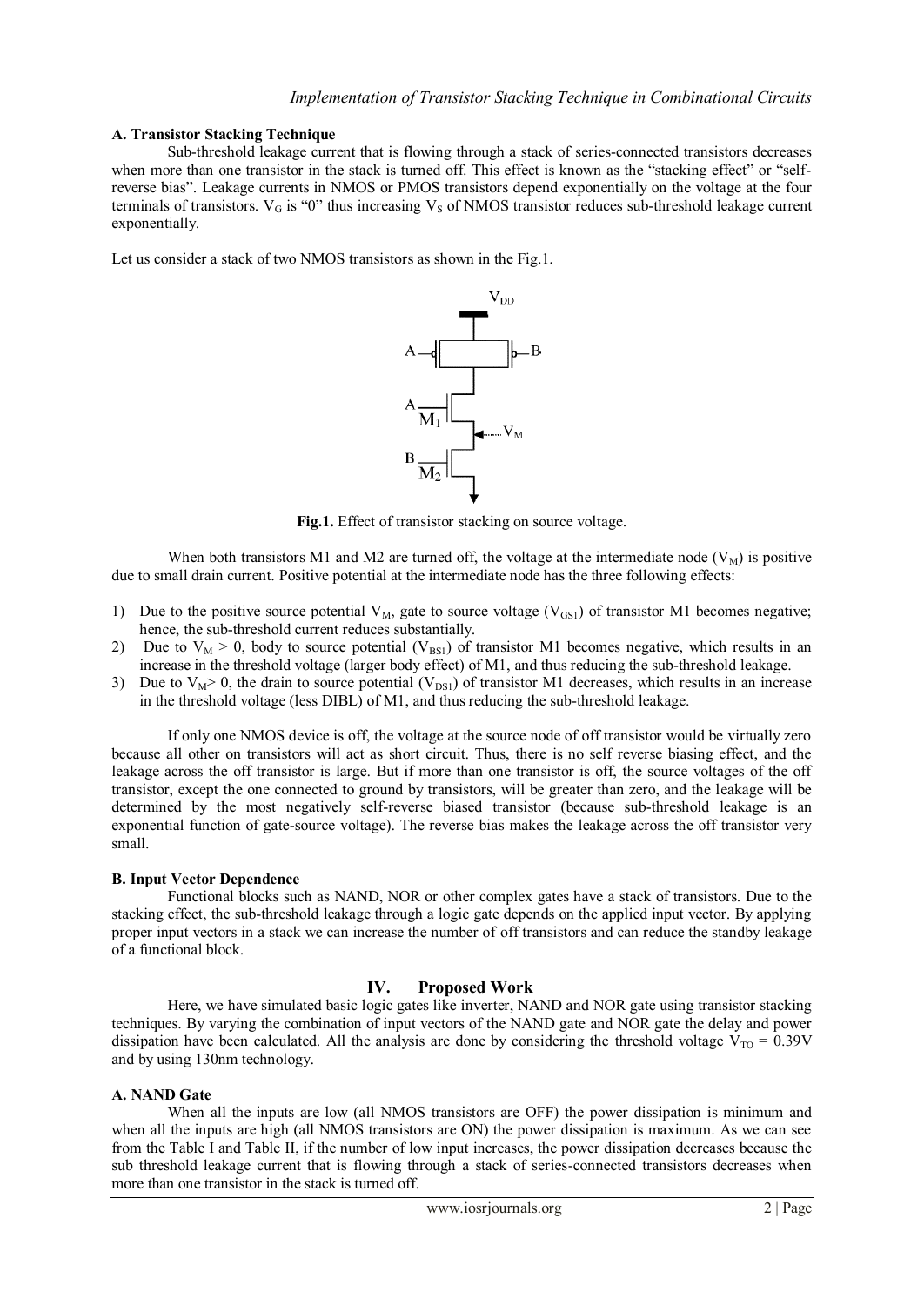**A. Transistor Stacking Technique**

Sub-threshold leakage current that is flowing through a stack of series-connected transistors decreases when more than one transistor in the stack is turned off. This effect is known as the "stacking effect" or "self-reverse bias". Leakage currents in NMOS or PMOS transistors depend exponentially on the voltage at the four terminals of transistors. $V_G$ is "0" thus increasing $V_S$ of NMOS transistor reduces sub-threshold leakage current exponentially.

Let us consider a stack of two NMOS transistors as shown in the Fig.1.

**Fig.1.** Effect of transistor stacking on source voltage.

When both transistors M1 and M2 are turned off, the voltage at the intermediate node ($V_M$) is positive due to small drain current. Positive potential at the intermediate node has the three following effects:

1) Due to the positive source potential $V_M$, gate to source voltage ($V_{GS1}$) of transistor M1 becomes negative; hence, the sub-threshold current reduces substantially.
2) Due to $V_M > 0$, body to source potential ($V_{BS1}$) of transistor M1 becomes negative, which results in an increase in the threshold voltage (larger body effect) of M1, and thus reducing the sub-threshold leakage.
3) Due to $V_M > 0$, the drain to source potential ($V_{DS1}$) of transistor M1 decreases, which results in an increase in the threshold voltage (less DIBL) of M1, and thus reducing the sub-threshold leakage.

If only one NMOS device is off, the voltage at the source node of off transistor would be virtually zero because all other on transistors will act as short circuit. Thus, there is no self reverse biasing effect, and the leakage across the off transistor is large. But if more than one transistor is off, the source voltages of the off transistor, except the one connected to ground by transistors, will be greater than zero, and the leakage will be determined by the most negatively self-reverse biased transistor (because sub-threshold leakage is an exponential function of gate-source voltage). The reverse bias makes the leakage across the off transistor very small.

**B. Input Vector Dependence**

Functional blocks such as NAND, NOR or other complex gates have a stack of transistors. Due to the stacking effect, the sub-threshold leakage through a logic gate depends on the applied input vector. By applying proper input vectors in a stack we can increase the number of off transistors and can reduce the standby leakage of a functional block.

## IV. Proposed Work

Here, we have simulated basic logic gates like inverter, NAND and NOR gate using transistor stacking techniques. By varying the combination of input vectors of the NAND gate and NOR gate the delay and power dissipation have been calculated. All the analysis are done by considering the threshold voltage $V_{TO} = 0.39V$ and by using 130nm technology.

**A. NAND Gate**

When all the inputs are low (all NMOS transistors are OFF) the power dissipation is minimum and when all the inputs are high (all NMOS transistors are ON) the power dissipation is maximum. As we can see from the Table I and Table II, if the number of low input increases, the power dissipation decreases because the sub threshold leakage current that is flowing through a stack of series-connected transistors decreases when more than one transistor in the stack is turned off.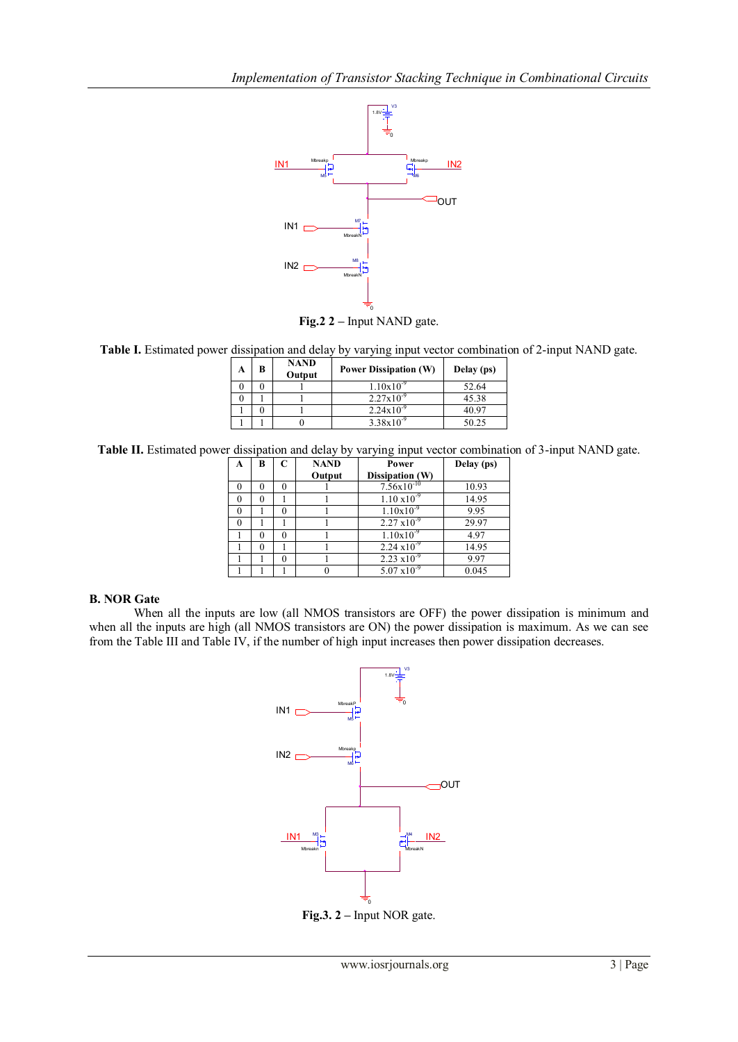Fig.2 **2 –** Input NAND gate.

**Table I.** Estimated power dissipation and delay by varying input vector combination of 2-input NAND gate.

| A | B | NAND Output | Power Dissipation (W) | Delay (ps) |
|---|---|---|---|---|
| 0 | 0 | 1 | $1.10 \times 10^{-9}$ | 52.64 |
| 0 | 1 | 1 | $2.27 \times 10^{-9}$ | 45.38 |
| 1 | 0 | 1 | $2.24 \times 10^{-9}$ | 40.97 |
| 1 | 1 | 0 | $3.38 \times 10^{-9}$ | 50.25 |

**Table II.** Estimated power dissipation and delay by varying input vector combination of 3-input NAND gate.

| A | B | C | NAND Output | Power Dissipation (W) | Delay (ps) |
|---|---|---|---|---|---|
| 0 | 0 | 0 | 1 | $7.56 \times 10^{-10}$ | 10.93 |
| 0 | 0 | 1 | 1 | $1.10 \times 10^{-9}$ | 14.95 |
| 0 | 1 | 0 | 1 | $1.10 \times 10^{-9}$ | 9.95 |
| 0 | 1 | 1 | 1 | $2.27 \times 10^{-9}$ | 29.97 |
| 1 | 0 | 0 | 1 | $1.10 \times 10^{-9}$ | 4.97 |
| 1 | 0 | 1 | 1 | $2.24 \times 10^{-9}$ | 14.95 |
| 1 | 1 | 0 | 1 | $2.23 \times 10^{-9}$ | 9.97 |
| 1 | 1 | 1 | 0 | $5.07 \times 10^{-9}$ | 0.045 |

### B. NOR Gate

When all the inputs are low (all NMOS transistors are OFF) the power dissipation is minimum and when all the inputs are high (all NMOS transistors are ON) the power dissipation is maximum. As we can see from the Table III and Table IV, if the number of high input increases then power dissipation decreases.

**Fig.3. 2 –** Input NOR gate.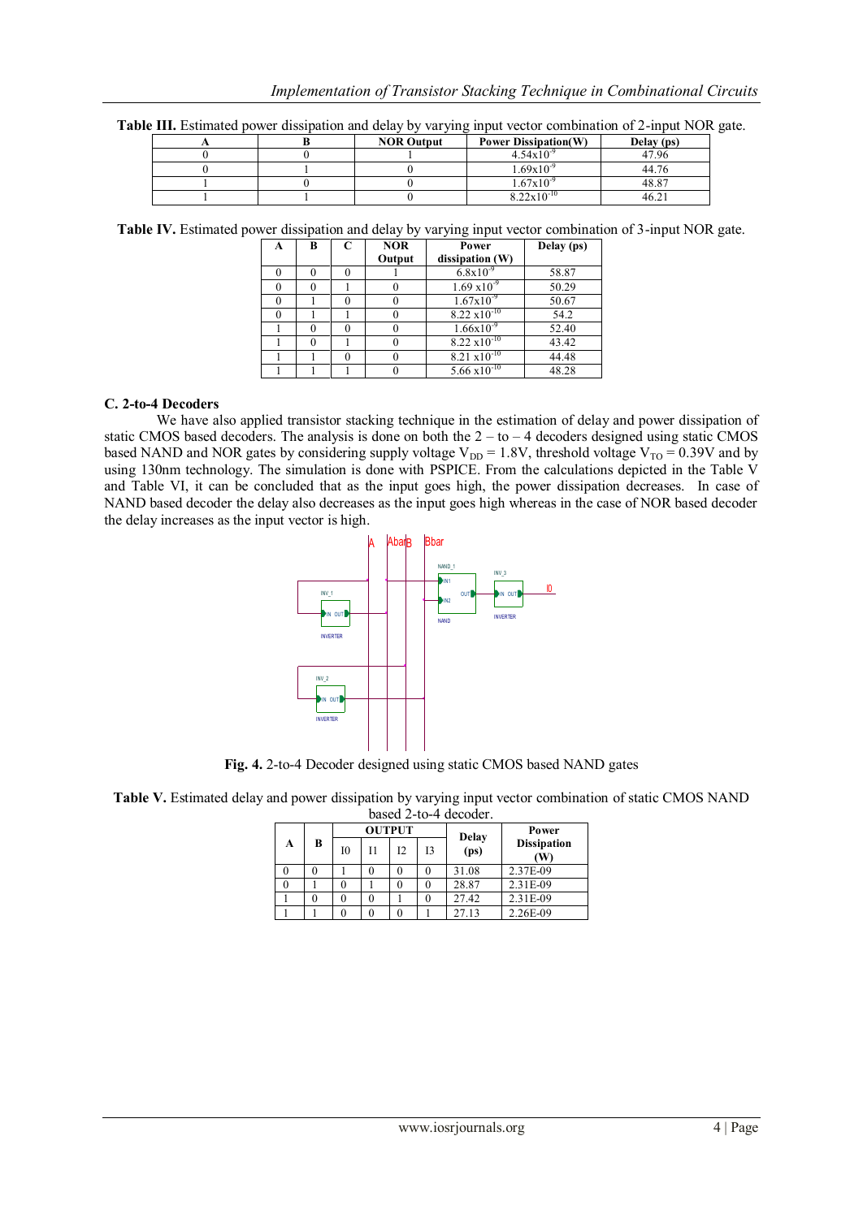**Table III.** Estimated power dissipation and delay by varying input vector combination of 2-input NOR gate.

| A | B | NOR Output | Power Dissipation(W) | Delay (ps) |
|---|---|---|---|---|
| 0 | 0 | 1 | $4.54 \times 10^{-9}$ | 47.96 |
| 0 | 1 | 0 | $1.69 \times 10^{-9}$ | 44.76 |
| 1 | 0 | 0 | $1.67 \times 10^{-9}$ | 48.87 |
| 1 | 1 | 0 | $8.22 \times 10^{-10}$ | 46.21 |

**Table IV.** Estimated power dissipation and delay by varying input vector combination of 3-input NOR gate.

| A | B | C | NOR Output | Power dissipation (W) | Delay (ps) |
|---|---|---|---|---|---|
| 0 | 0 | 0 | 1 | $6.8 \times 10^{-9}$ | 58.87 |
| 0 | 0 | 1 | 0 | $1.69 \times 10^{-9}$ | 50.29 |
| 0 | 1 | 0 | 0 | $1.67 \times 10^{-9}$ | 50.67 |
| 0 | 1 | 1 | 0 | $8.22 \times 10^{-10}$ | 54.2 |
| 1 | 0 | 0 | 0 | $1.66 \times 10^{-9}$ | 52.40 |
| 1 | 0 | 1 | 0 | $8.22 \times 10^{-10}$ | 43.42 |
| 1 | 1 | 0 | 0 | $8.21 \times 10^{-10}$ | 44.48 |
| 1 | 1 | 1 | 0 | $5.66 \times 10^{-10}$ | 48.28 |

### C. 2-to-4 Decoders

We have also applied transistor stacking technique in the estimation of delay and power dissipation of static CMOS based decoders. The analysis is done on both the 2 – to – 4 decoders designed using static CMOS based NAND and NOR gates by considering supply voltage $V_{DD}$ = 1.8V, threshold voltage $V_{TO}$ = 0.39V and by using 130nm technology. The simulation is done with PSPICE. From the calculations depicted in the Table V and Table VI, it can be concluded that as the input goes high, the power dissipation decreases. In case of NAND based decoder the delay also decreases as the input goes high whereas in the case of NOR based decoder the delay increases as the input vector is high.

**Fig. 4.** 2-to-4 Decoder designed using static CMOS based NAND gates

**Table V.** Estimated delay and power dissipation by varying input vector combination of static CMOS NAND based 2-to-4 decoder.

| A | B | OUTPUT | | | | Delay (ps) | Power Dissipation (W) |
|---|---|---|---|---|---|---|---|
| | | I0 | I1 | I2 | I3 | | |
| 0 | 0 | 1 | 0 | 0 | 0 | 31.08 | 2.37E-09 |
| 0 | 1 | 0 | 1 | 0 | 0 | 28.87 | 2.31E-09 |
| 1 | 0 | 0 | 0 | 1 | 0 | 27.42 | 2.31E-09 |
| 1 | 1 | 0 | 0 | 0 | 1 | 27.13 | 2.26E-09 |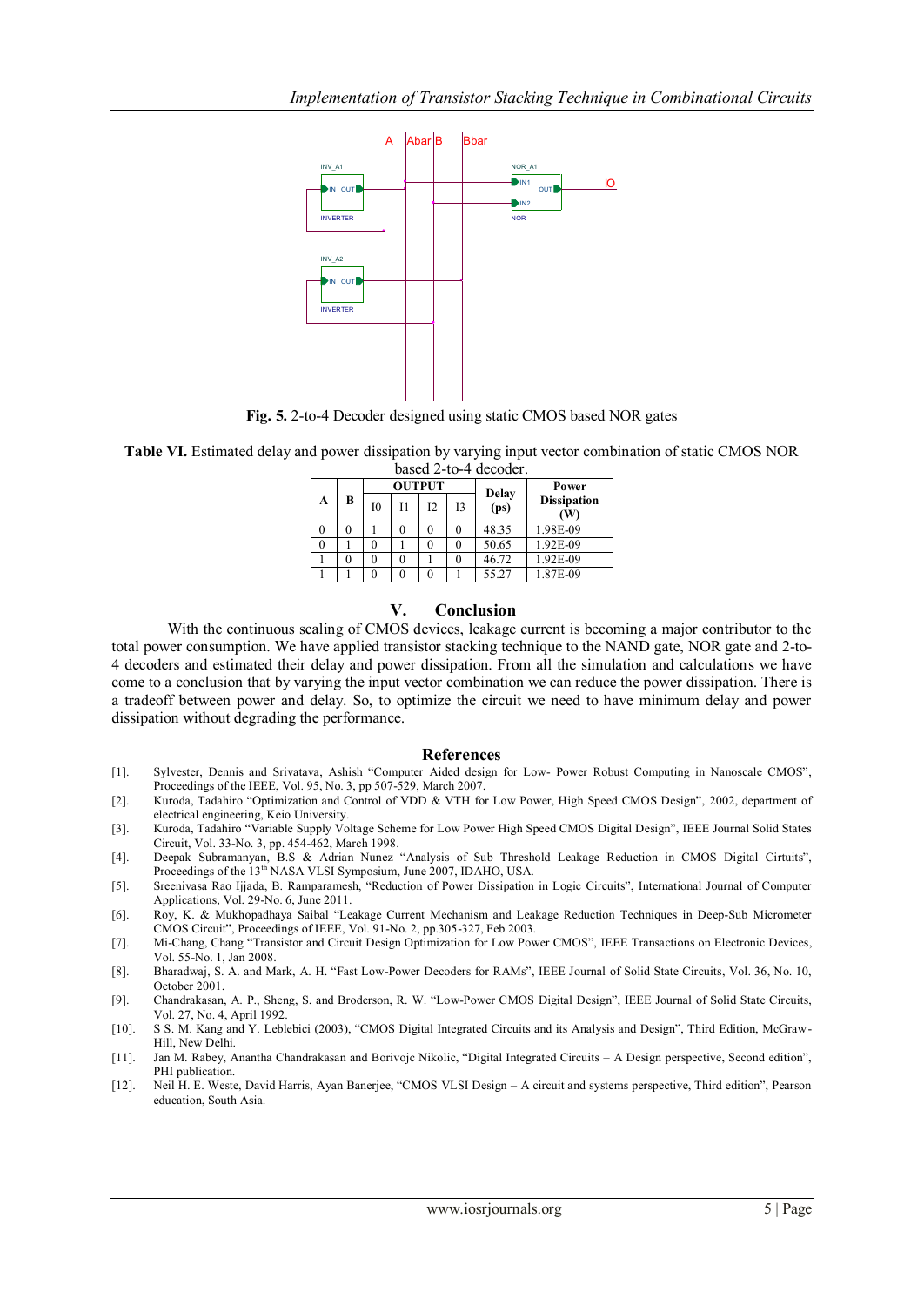A
Abar
B
Bbar
INV_A1
IN OUT
INVERTER
NOR_A1
IN1
IN2
OUT
NOR
IO
INV_A2
IN OUT
INVERTER

**Fig. 5.** 2-to-4 Decoder designed using static CMOS based NOR gates

**Table VI.** Estimated delay and power dissipation by varying input vector combination of static CMOS NOR based 2-to-4 decoder.

| A | B | OUTPUT | | | | Delay (ps) | Power Dissipation (W) |
|---|---|---|---|---|---|---|---|
| | | I0 | I1 | I2 | I3 | | |
| 0 | 0 | 1 | 0 | 0 | 0 | 48.35 | 1.98E-09 |
| 0 | 1 | 0 | 1 | 0 | 0 | 50.65 | 1.92E-09 |
| 1 | 0 | 0 | 0 | 1 | 0 | 46.72 | 1.92E-09 |
| 1 | 1 | 0 | 0 | 0 | 1 | 55.27 | 1.87E-09 |

## V. Conclusion

With the continuous scaling of CMOS devices, leakage current is becoming a major contributor to the total power consumption. We have applied transistor stacking technique to the NAND gate, NOR gate and 2-to-4 decoders and estimated their delay and power dissipation. From all the simulation and calculations we have come to a conclusion that by varying the input vector combination we can reduce the power dissipation. There is a tradeoff between power and delay. So, to optimize the circuit we need to have minimum delay and power dissipation without degrading the performance.

## References

[1]. Sylvester, Dennis and Srivatava, Ashish "Computer Aided design for Low- Power Robust Computing in Nanoscale CMOS", Proceedings of the IEEE, Vol. 95, No. 3, pp 507-529, March 2007.

[2]. Kuroda, Tadahiro "Optimization and Control of VDD & VTH for Low Power, High Speed CMOS Design", 2002, department of electrical engineering, Keio University.

[3]. Kuroda, Tadahiro "Variable Supply Voltage Scheme for Low Power High Speed CMOS Digital Design", IEEE Journal Solid States Circuit, Vol. 33-No. 3, pp. 454-462, March 1998.

[4]. Deepak Subramanyan, B.S & Adrian Nunez "Analysis of Sub Threshold Leakage Reduction in CMOS Digital Cirtuits", Proceedings of the 13th NASA VLSI Symposium, June 2007, IDAHO, USA.

[5]. Sreenivasa Rao Ijjada, B. Ramparamesh, "Reduction of Power Dissipation in Logic Circuits", International Journal of Computer Applications, Vol. 29-No. 6, June 2011.

[6]. Roy, K. & Mukhopadhaya Saibal "Leakage Current Mechanism and Leakage Reduction Techniques in Deep-Sub Micrometer CMOS Circuit", Proceedings of IEEE, Vol. 91-No. 2, pp.305-327, Feb 2003.

[7]. Mi-Chang, Chang "Transistor and Circuit Design Optimization for Low Power CMOS", IEEE Transactions on Electronic Devices, Vol. 55-No. 1, Jan 2008.

[8]. Bharadwaj, S. A. and Mark, A. H. "Fast Low-Power Decoders for RAMs", IEEE Journal of Solid State Circuits, Vol. 36, No. 10, October 2001.

[9]. Chandrakasan, A. P., Sheng, S. and Broderson, R. W. "Low-Power CMOS Digital Design", IEEE Journal of Solid State Circuits, Vol. 27, No. 4, April 1992.

[10]. S S. M. Kang and Y. Leblebici (2003), "CMOS Digital Integrated Circuits and its Analysis and Design", Third Edition, McGraw-Hill, New Delhi.

[11]. Jan M. Rabey, Anantha Chandrakasan and Borivojc Nikolic, "Digital Integrated Circuits – A Design perspective, Second edition", PHI publication.

[12]. Neil H. E. Weste, David Harris, Ayan Banerjee, "CMOS VLSI Design – A circuit and systems perspective, Third edition", Pearson education, South Asia.